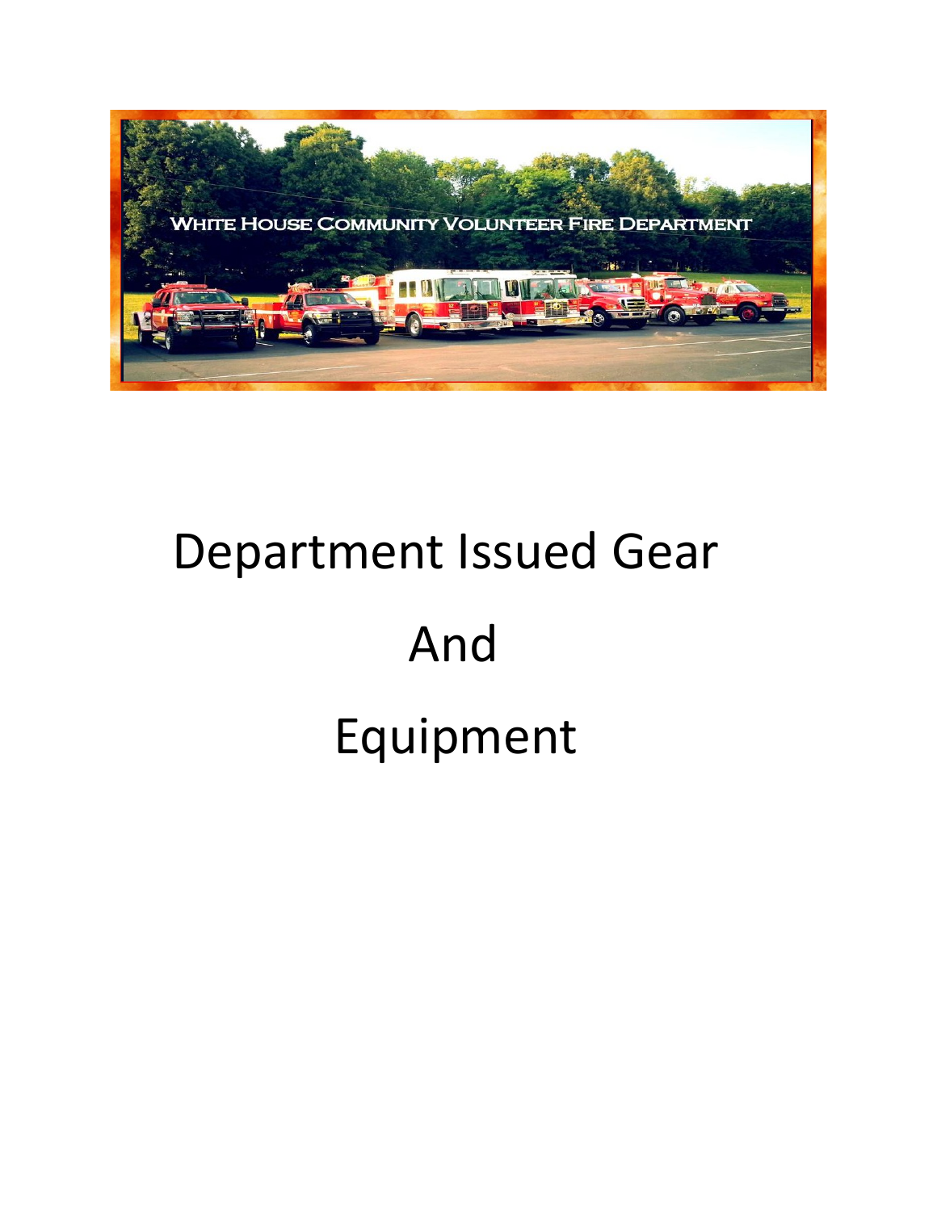WHITE HOUSE COMMUNITY VOLUNTEER FIRE DEPARTMENT

# Department Issued Gear

# And

# Equipment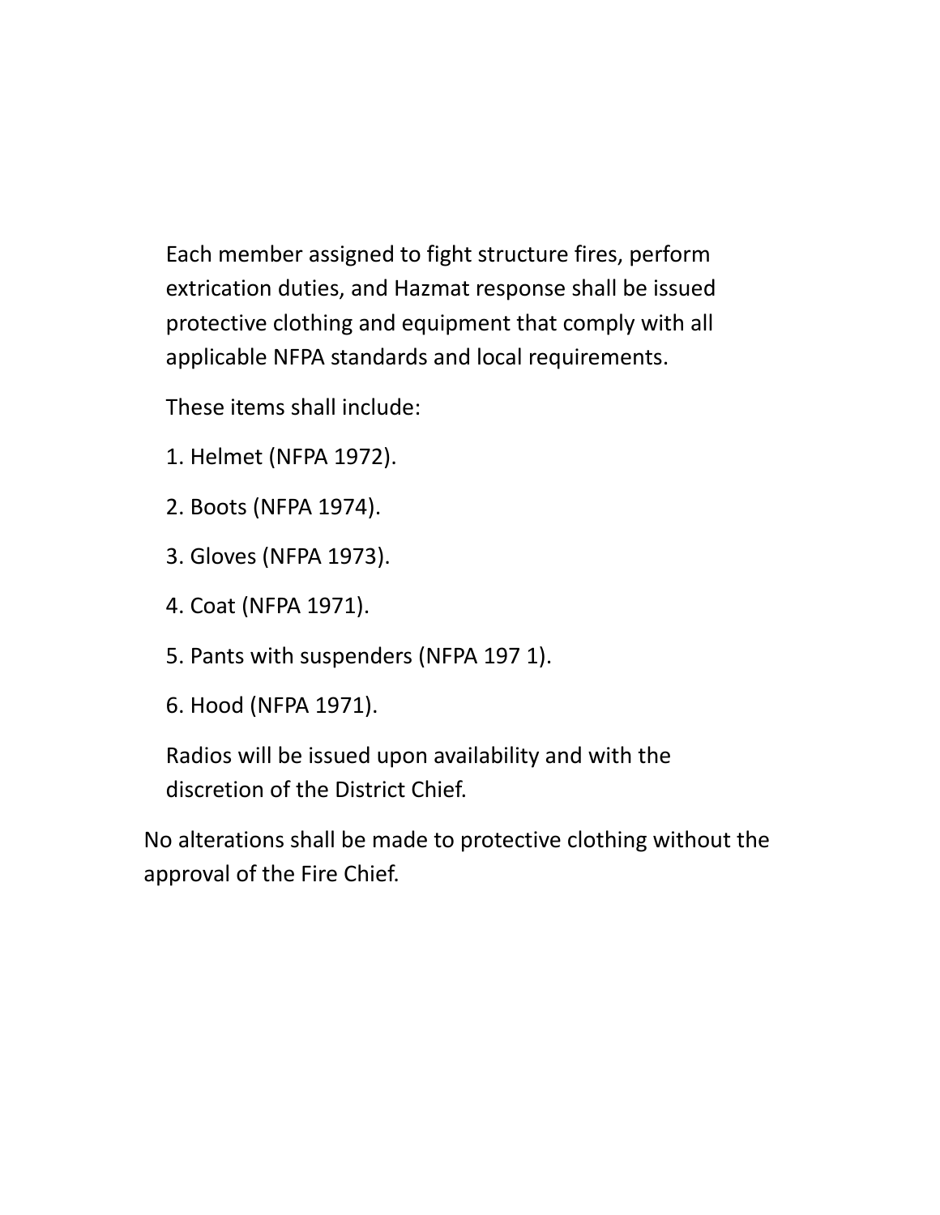Each member assigned to fight structure fires, perform extrication duties, and Hazmat response shall be issued protective clothing and equipment that comply with all applicable NFPA standards and local requirements.

These items shall include:

1. Helmet (NFPA 1972).
2. Boots (NFPA 1974).
3. Gloves (NFPA 1973).
4. Coat (NFPA 1971).
5. Pants with suspenders (NFPA 197 1).
6. Hood (NFPA 1971).

Radios will be issued upon availability and with the discretion of the District Chief.

No alterations shall be made to protective clothing without the approval of the Fire Chief.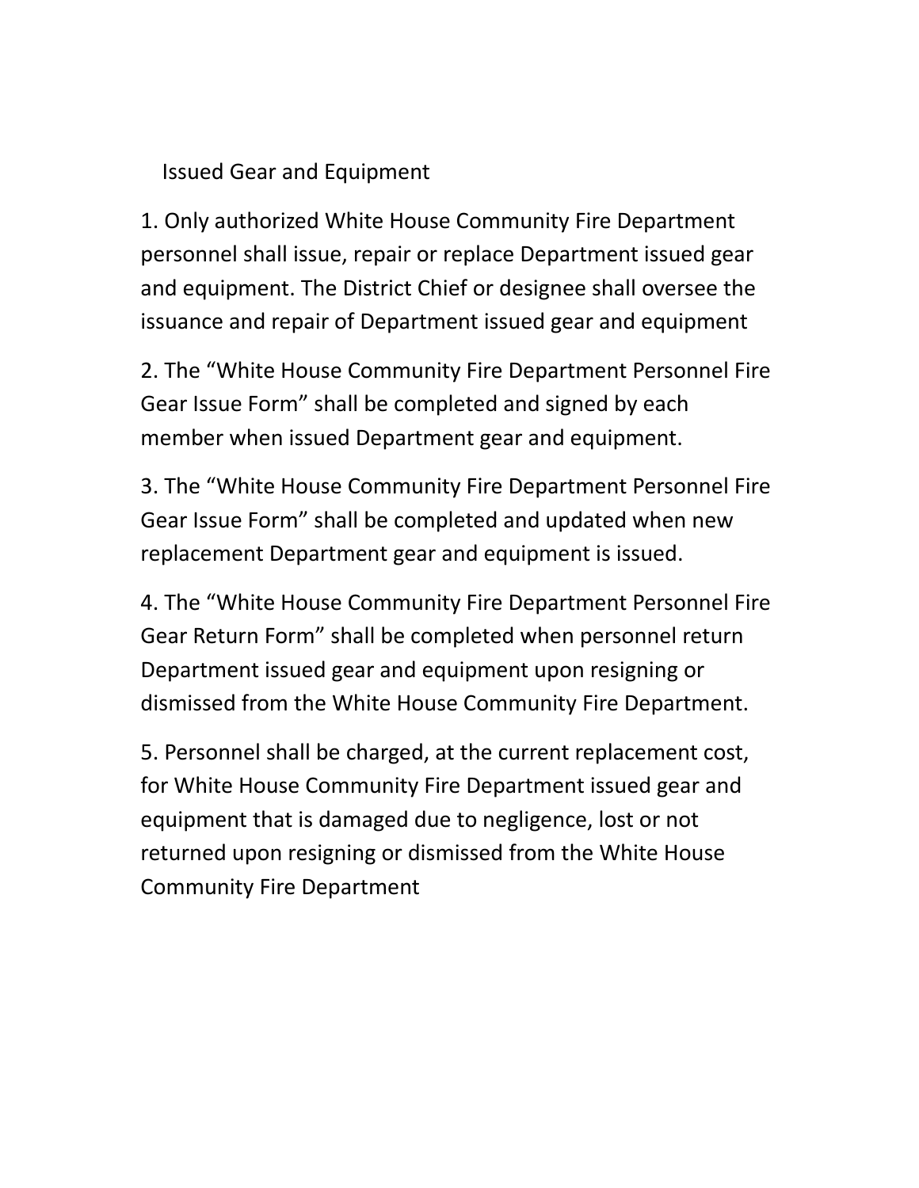## Issued Gear and Equipment

1. Only authorized White House Community Fire Department personnel shall issue, repair or replace Department issued gear and equipment. The District Chief or designee shall oversee the issuance and repair of Department issued gear and equipment

2. The "White House Community Fire Department Personnel Fire Gear Issue Form" shall be completed and signed by each member when issued Department gear and equipment.

3. The "White House Community Fire Department Personnel Fire Gear Issue Form" shall be completed and updated when new replacement Department gear and equipment is issued.

4. The "White House Community Fire Department Personnel Fire Gear Return Form" shall be completed when personnel return Department issued gear and equipment upon resigning or dismissed from the White House Community Fire Department.

5. Personnel shall be charged, at the current replacement cost, for White House Community Fire Department issued gear and equipment that is damaged due to negligence, lost or not returned upon resigning or dismissed from the White House Community Fire Department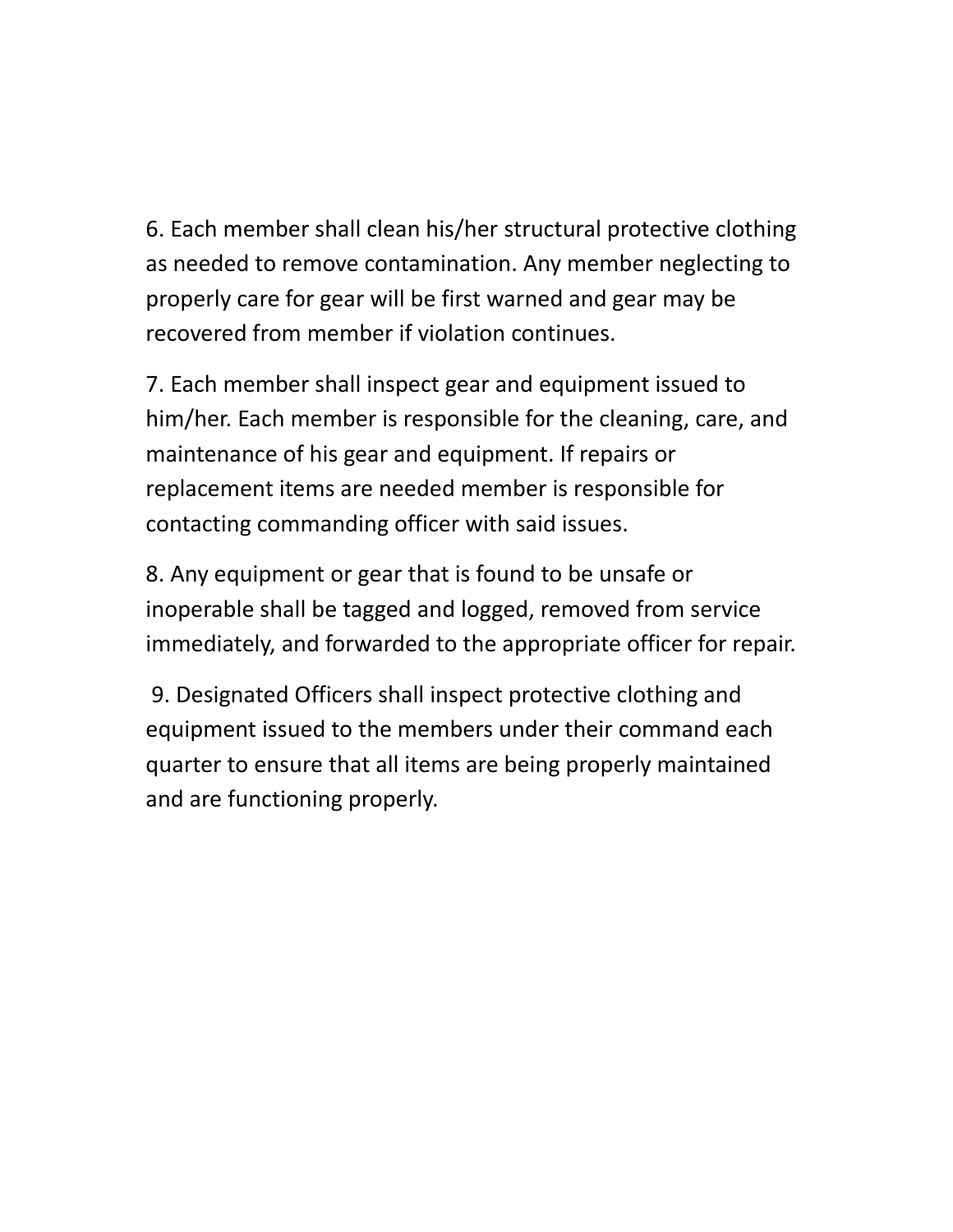6. Each member shall clean his/her structural protective clothing as needed to remove contamination. Any member neglecting to properly care for gear will be first warned and gear may be recovered from member if violation continues.

7. Each member shall inspect gear and equipment issued to him/her. Each member is responsible for the cleaning, care, and maintenance of his gear and equipment. If repairs or replacement items are needed member is responsible for contacting commanding officer with said issues.

8. Any equipment or gear that is found to be unsafe or inoperable shall be tagged and logged, removed from service immediately, and forwarded to the appropriate officer for repair.

9. Designated Officers shall inspect protective clothing and equipment issued to the members under their command each quarter to ensure that all items are being properly maintained and are functioning properly.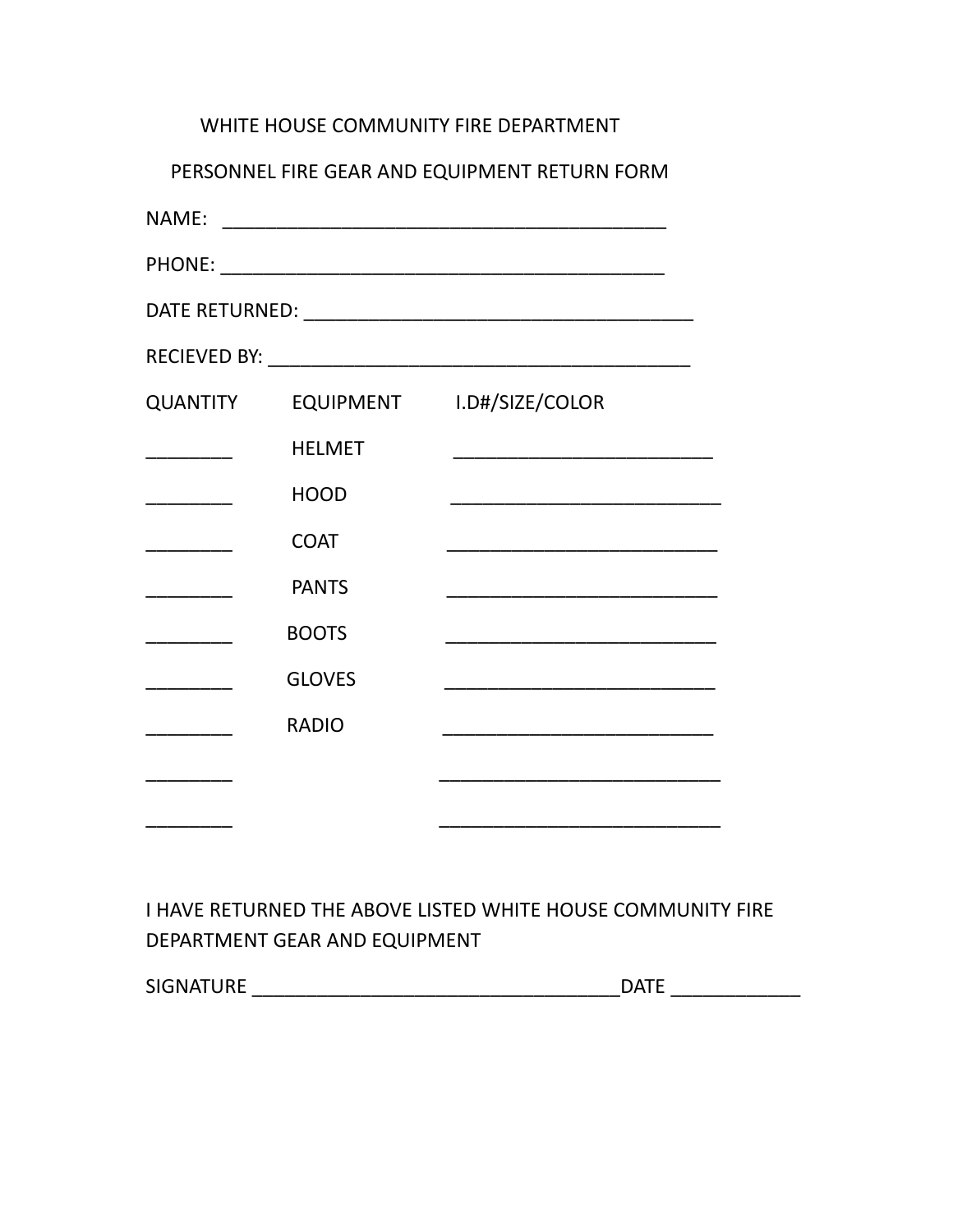# WHITE HOUSE COMMUNITY FIRE DEPARTMENT

## PERSONNEL FIRE GEAR AND EQUIPMENT RETURN FORM

NAME: ____________________________________________

PHONE: ____________________________________________

DATE RETURNED: ______________________________________

RECIEVED BY: _________________________________________

| QUANTITY | EQUIPMENT | I.D#/SIZE/COLOR |
|---|---|---|
| ________ | HELMET | _________________________ |
| ________ | HOOD | __________________________ |
| ________ | COAT | __________________________ |
| ________ | PANTS | __________________________ |
| ________ | BOOTS | __________________________ |
| ________ | GLOVES | __________________________ |
| ________ | RADIO | __________________________ |
| ________ | | ___________________________ |
| ________ | | ___________________________ |

I HAVE RETURNED THE ABOVE LISTED WHITE HOUSE COMMUNITY FIRE DEPARTMENT GEAR AND EQUIPMENT

SIGNATURE ____________________________________DATE ____________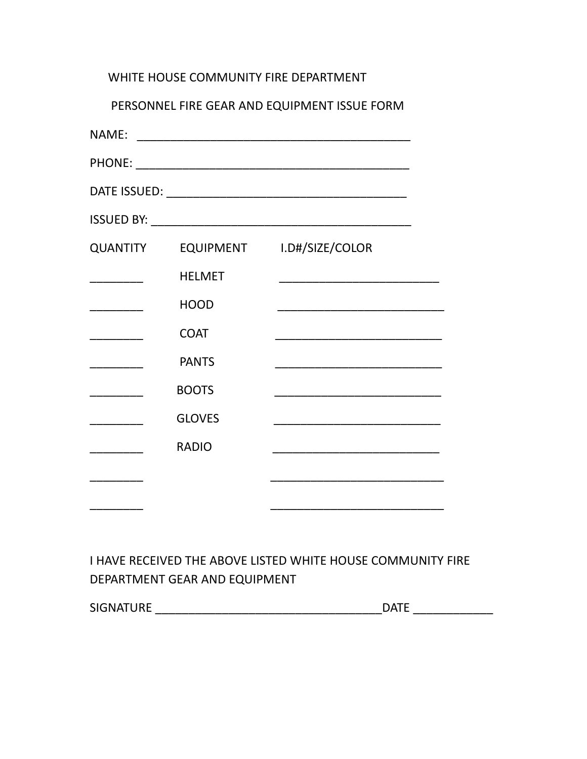WHITE HOUSE COMMUNITY FIRE DEPARTMENT

PERSONNEL FIRE GEAR AND EQUIPMENT ISSUE FORM

NAME: ___________________________________________

PHONE: ___________________________________________

DATE ISSUED: ______________________________________

ISSUED BY: _________________________________________

| QUANTITY | EQUIPMENT | I.D#/SIZE/COLOR |
|---|---|---|
| ________ | HELMET | _________________________ |
| ________ | HOOD | __________________________ |
| ________ | COAT | __________________________ |
| ________ | PANTS | __________________________ |
| ________ | BOOTS | __________________________ |
| ________ | GLOVES | __________________________ |
| ________ | RADIO | __________________________ |
| ________ | | ___________________________ |
| ________ | | ___________________________ |

I HAVE RECEIVED THE ABOVE LISTED WHITE HOUSE COMMUNITY FIRE DEPARTMENT GEAR AND EQUIPMENT

SIGNATURE ____________________________________DATE ____________